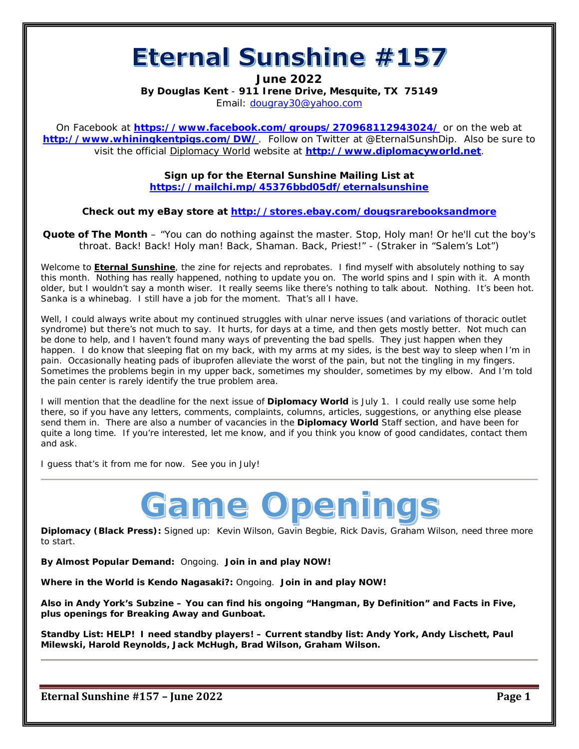# Eternal Sunshine #157

**June 2022**

**By Douglas Kent - 911 Irene Drive, Mesquite, TX 75149**

Email: dougray30@yahoo.com

On Facebook at **https://www.facebook.com/groups/270968112943024/** or on the web at **http://www.whiningkentpigs.com/DW/**. Follow on Twitter at @EternalSunshDip. Also be sure to visit the official Diplomacy World website at **http://www.diplomacyworld.net**.

**Sign up for the Eternal Sunshine Mailing List at https://mailchi.mp/45376bbd05df/eternalsunshine**

**Check out my eBay store at http://stores.ebay.com/dougsrarebooksandmore**

**Quote of The Month** – "You can do nothing against the master. Stop, Holy man! Or he'll cut the boy's throat. Back! Back! Holy man! Back, Shaman. Back, Priest!" - (Straker in "Salem's Lot")

Welcome to **Eternal Sunshine**, the zine for rejects and reprobates. I find myself with absolutely nothing to say this month. Nothing has really happened, nothing to update you on. The world spins and I spin with it. A month older, but I wouldn't say a month wiser. It really seems like there's nothing to talk about. Nothing. It's been hot. Sanka is a whinebag. I still have a job for the moment. That's all I have.

Well, I could always write about my continued struggles with ulnar nerve issues (and variations of thoracic outlet syndrome) but there's not much to say. It hurts, for days at a time, and then gets mostly better. Not much can be done to help, and I haven't found many ways of preventing the bad spells. They just happen when they happen. I do know that sleeping flat on my back, with my arms at my sides, is the best way to sleep when I'm in pain. Occasionally heating pads of ibuprofen alleviate the worst of the pain, but not the tingling in my fingers. Sometimes the problems begin in my upper back, sometimes my shoulder, sometimes by my elbow. And I'm told the pain center is rarely identify the true problem area.

I will mention that the deadline for the next issue of **Diplomacy World** is July 1. I could really use some help there, so if you have any letters, comments, complaints, columns, articles, suggestions, or anything else please send them in. There are also a number of vacancies in the **Diplomacy World** Staff section, and have been for quite a long time. If you're interested, let me know, and if you think you know of good candidates, contact them and ask.

I guess that's it from me for now. See you in July!

---

# Game Openings

**Diplomacy (Black Press):** Signed up: Kevin Wilson, Gavin Begbie, Rick Davis, Graham Wilson, need three more to start.

**By Almost Popular Demand:** Ongoing. **Join in and play NOW!**

**Where in the World is Kendo Nagasaki?:** Ongoing. **Join in and play NOW!**

**Also in Andy York's Subzine – You can find his ongoing "Hangman, By Definition" and Facts in Five, plus openings for Breaking Away and Gunboat.**

**Standby List: HELP! I need standby players! – Current standby list: Andy York, Andy Lischett, Paul Milewski, Harold Reynolds, Jack McHugh, Brad Wilson, Graham Wilson.**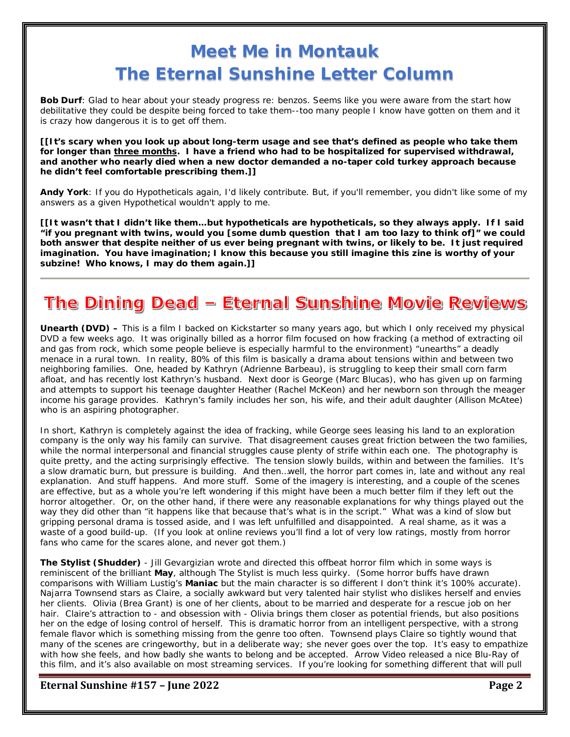# Meet Me in Montauk
# The Eternal Sunshine Letter Column

**Bob Durf**: Glad to hear about your steady progress re: benzos. Seems like you were aware from the start how debilitative they could be despite being forced to take them--too many people I know have gotten on them and it is crazy how dangerous it is to get off them.

**[[It's scary when you look up about long-term usage and see that's defined as people who take them for longer than <u>three months</u>. I have a friend who had to be hospitalized for supervised withdrawal, and another who nearly died when a new doctor demanded a no-taper cold turkey approach because he didn't feel comfortable prescribing them.]]**

**Andy York**: If you do Hypotheticals again, I'd likely contribute. But, if you'll remember, you didn't like some of my answers as a given Hypothetical wouldn't apply to me.

**[[It wasn't that I didn't like them…but hypotheticals are hypotheticals, so they always apply. If I said "if you pregnant with twins, would you [some dumb question that I am too lazy to think of]" we could both answer that despite neither of us ever being pregnant with twins, or likely to be. It just required imagination. You have imagination; I know this because you still imagine this zine is worthy of your subzine! Who knows, I may do them again.]]**

---

# The Dining Dead – Eternal Sunshine Movie Reviews

**Unearth (DVD) –** This is a film I backed on Kickstarter so many years ago, but which I only received my physical DVD a few weeks ago. It was originally billed as a horror film focused on how fracking (a method of extracting oil and gas from rock, which some people believe is especially harmful to the environment) "unearths" a deadly menace in a rural town. In reality, 80% of this film is basically a drama about tensions within and between two neighboring families. One, headed by Kathryn (Adrienne Barbeau), is struggling to keep their small corn farm afloat, and has recently lost Kathryn's husband. Next door is George (Marc Blucas), who has given up on farming and attempts to support his teenage daughter Heather (Rachel McKeon) and her newborn son through the meager income his garage provides. Kathryn's family includes her son, his wife, and their adult daughter (Allison McAtee) who is an aspiring photographer.

In short, Kathryn is completely against the idea of fracking, while George sees leasing his land to an exploration company is the only way his family can survive. That disagreement causes great friction between the two families, while the normal interpersonal and financial struggles cause plenty of strife within each one. The photography is quite pretty, and the acting surprisingly effective. The tension slowly builds, within and between the families. It's a slow dramatic burn, but pressure is building. And then…well, the horror part comes in, late and without any real explanation. And stuff happens. And more stuff. Some of the imagery is interesting, and a couple of the scenes are effective, but as a whole you're left wondering if this might have been a much better film if they left out the horror altogether. Or, on the other hand, if there were any reasonable explanations for why things played out the way they did other than "it happens like that because that's what is in the script." What was a kind of slow but gripping personal drama is tossed aside, and I was left unfulfilled and disappointed. A real shame, as it was a waste of a good build-up. (If you look at online reviews you'll find a lot of very low ratings, mostly from horror fans who came for the scares alone, and never got them.)

**The Stylist (Shudder)** - Jill Gevargizian wrote and directed this offbeat horror film which in some ways is reminiscent of the brilliant **May**, although The Stylist is much less quirky. (Some horror buffs have drawn comparisons with William Lustig's **Maniac** but the main character is so different I don't think it's 100% accurate). Najarra Townsend stars as Claire, a socially awkward but very talented hair stylist who dislikes herself and envies her clients. Olivia (Brea Grant) is one of her clients, about to be married and desperate for a rescue job on her hair. Claire's attraction to - and obsession with - Olivia brings them closer as potential friends, but also positions her on the edge of losing control of herself. This is dramatic horror from an intelligent perspective, with a strong female flavor which is something missing from the genre too often. Townsend plays Claire so tightly wound that many of the scenes are cringeworthy, but in a deliberate way; she never goes over the top. It's easy to empathize with how she feels, and how badly she wants to belong and be accepted. Arrow Video released a nice Blu-Ray of this film, and it's also available on most streaming services. If you're looking for something different that will pull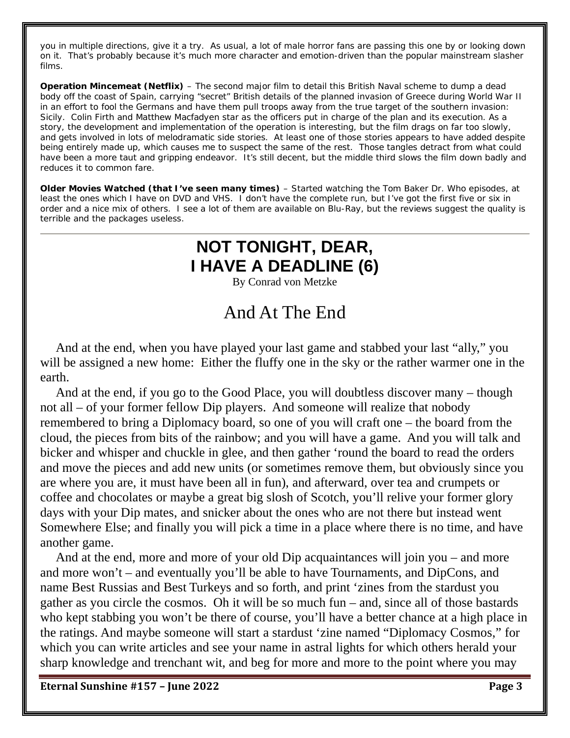you in multiple directions, give it a try. As usual, a lot of male horror fans are passing this one by or looking down on it. That's probably because it's much more character and emotion-driven than the popular mainstream slasher films.

**Operation Mincemeat (Netflix)** – The second major film to detail this British Naval scheme to dump a dead body off the coast of Spain, carrying "secret" British details of the planned invasion of Greece during World War II in an effort to fool the Germans and have them pull troops away from the true target of the southern invasion: Sicily. Colin Firth and Matthew Macfadyen star as the officers put in charge of the plan and its execution. As a story, the development and implementation of the operation is interesting, but the film drags on far too slowly, and gets involved in lots of melodramatic side stories. At least one of those stories appears to have added despite being entirely made up, which causes me to suspect the same of the rest. Those tangles detract from what could have been a more taut and gripping endeavor. It's still decent, but the middle third slows the film down badly and reduces it to common fare.

**Older Movies Watched (that I've seen many times)** – Started watching the Tom Baker Dr. Who episodes, at least the ones which I have on DVD and VHS. I don't have the complete run, but I've got the first five or six in order and a nice mix of others. I see a lot of them are available on Blu-Ray, but the reviews suggest the quality is terrible and the packages useless.

---

# NOT TONIGHT, DEAR, I HAVE A DEADLINE (6)

By Conrad von Metzke

## And At The End

And at the end, when you have played your last game and stabbed your last "ally," you will be assigned a new home: Either the fluffy one in the sky or the rather warmer one in the earth.

And at the end, if you go to the Good Place, you will doubtless discover many – though not all – of your former fellow Dip players. And someone will realize that nobody remembered to bring a Diplomacy board, so one of you will craft one – the board from the cloud, the pieces from bits of the rainbow; and you will have a game. And you will talk and bicker and whisper and chuckle in glee, and then gather 'round the board to read the orders and move the pieces and add new units (or sometimes remove them, but obviously since you are where you are, it must have been all in fun), and afterward, over tea and crumpets or coffee and chocolates or maybe a great big slosh of Scotch, you'll relive your former glory days with your Dip mates, and snicker about the ones who are not there but instead went Somewhere Else; and finally you will pick a time in a place where there is no time, and have another game.

And at the end, more and more of your old Dip acquaintances will join you – and more and more won't – and eventually you'll be able to have Tournaments, and DipCons, and name Best Russias and Best Turkeys and so forth, and print 'zines from the stardust you gather as you circle the cosmos. Oh it will be so much fun – and, since all of those bastards who kept stabbing you won't be there of course, you'll have a better chance at a high place in the ratings. And maybe someone will start a stardust 'zine named "Diplomacy Cosmos," for which you can write articles and see your name in astral lights for which others herald your sharp knowledge and trenchant wit, and beg for more and more to the point where you may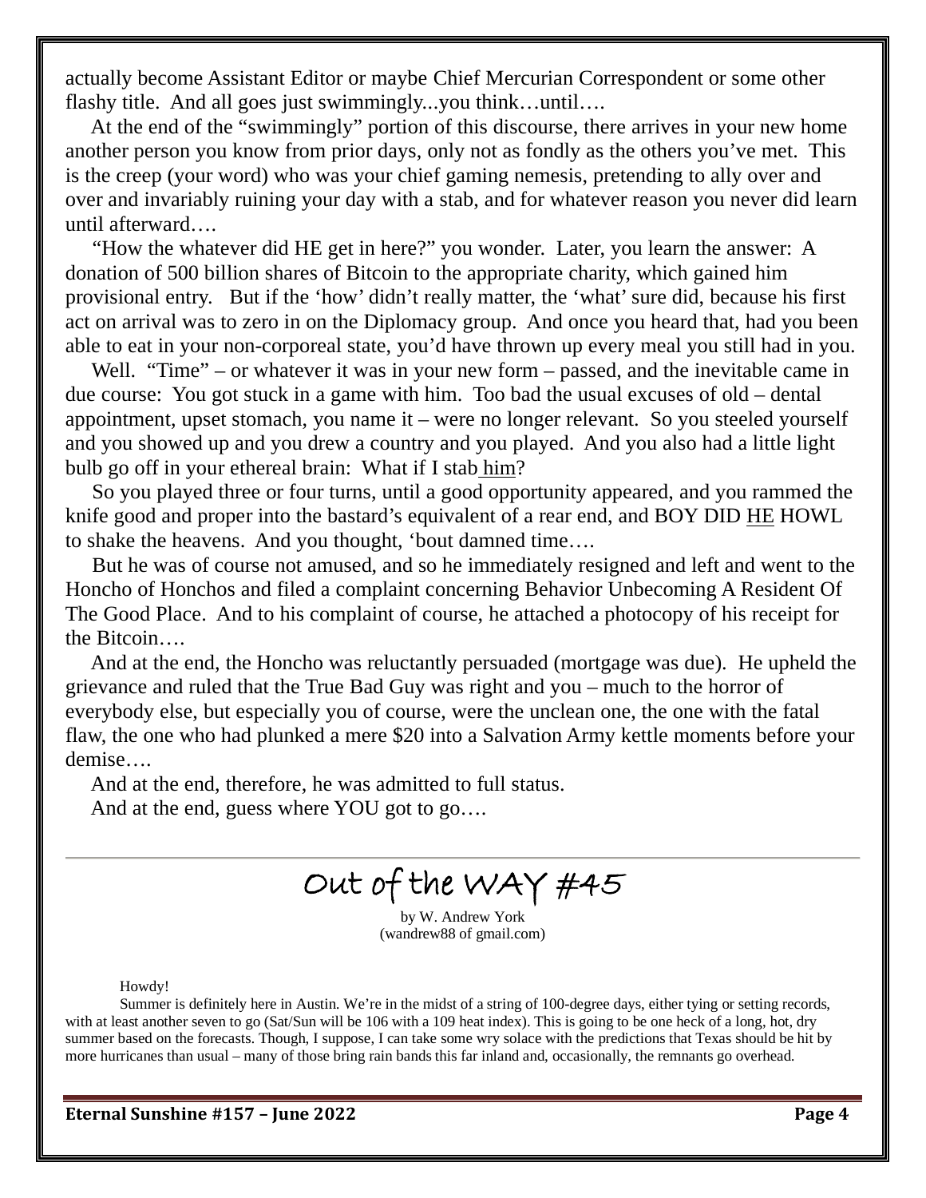actually become Assistant Editor or maybe Chief Mercurian Correspondent or some other flashy title. And all goes just swimmingly...you think…until….

At the end of the "swimmingly" portion of this discourse, there arrives in your new home another person you know from prior days, only not as fondly as the others you've met. This is the creep (your word) who was your chief gaming nemesis, pretending to ally over and over and invariably ruining your day with a stab, and for whatever reason you never did learn until afterward….

"How the whatever did HE get in here?" you wonder. Later, you learn the answer: A donation of 500 billion shares of Bitcoin to the appropriate charity, which gained him provisional entry. But if the 'how' didn't really matter, the 'what' sure did, because his first act on arrival was to zero in on the Diplomacy group. And once you heard that, had you been able to eat in your non-corporeal state, you'd have thrown up every meal you still had in you.

Well. "Time" – or whatever it was in your new form – passed, and the inevitable came in due course: You got stuck in a game with him. Too bad the usual excuses of old – dental appointment, upset stomach, you name it – were no longer relevant. So you steeled yourself and you showed up and you drew a country and you played. And you also had a little light bulb go off in your ethereal brain: What if I stab <u>him</u>?

So you played three or four turns, until a good opportunity appeared, and you rammed the knife good and proper into the bastard's equivalent of a rear end, and BOY DID <u>HE</u> HOWL to shake the heavens. And you thought, 'bout damned time….

But he was of course not amused, and so he immediately resigned and left and went to the Honcho of Honchos and filed a complaint concerning Behavior Unbecoming A Resident Of The Good Place. And to his complaint of course, he attached a photocopy of his receipt for the Bitcoin….

And at the end, the Honcho was reluctantly persuaded (mortgage was due). He upheld the grievance and ruled that the True Bad Guy was right and you – much to the horror of everybody else, but especially you of course, were the unclean one, the one with the fatal flaw, the one who had plunked a mere $20 into a Salvation Army kettle moments before your demise….

And at the end, therefore, he was admitted to full status.

And at the end, guess where YOU got to go….

---

# Out of the WAY #45

by W. Andrew York
(wandrew88 of gmail.com)

Howdy!

Summer is definitely here in Austin. We're in the midst of a string of 100-degree days, either tying or setting records, with at least another seven to go (Sat/Sun will be 106 with a 109 heat index). This is going to be one heck of a long, hot, dry summer based on the forecasts. Though, I suppose, I can take some wry solace with the predictions that Texas should be hit by more hurricanes than usual – many of those bring rain bands this far inland and, occasionally, the remnants go overhead.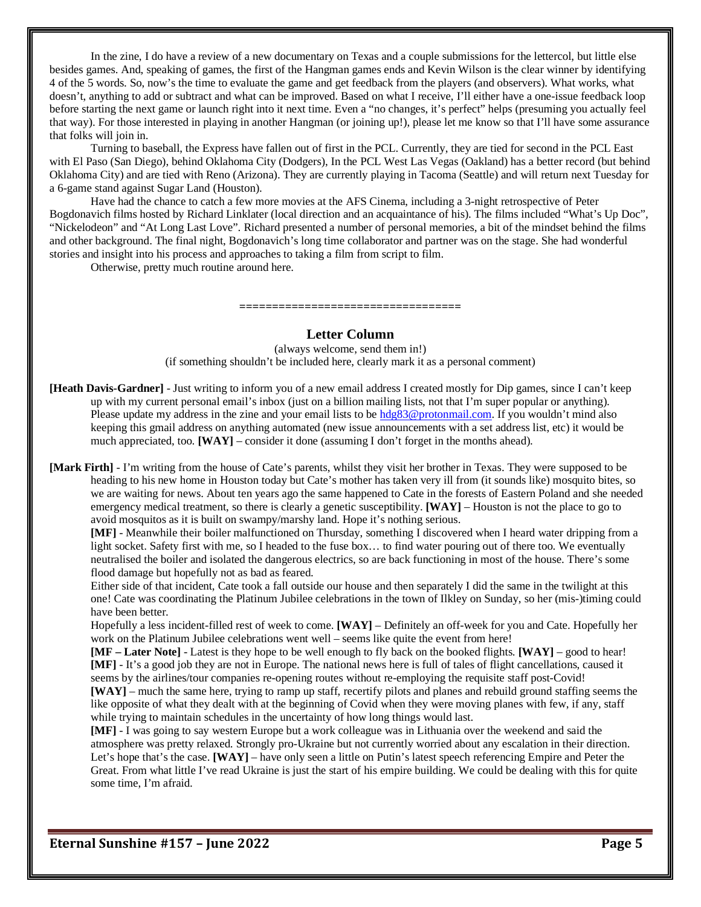In the zine, I do have a review of a new documentary on Texas and a couple submissions for the lettercol, but little else besides games. And, speaking of games, the first of the Hangman games ends and Kevin Wilson is the clear winner by identifying 4 of the 5 words. So, now's the time to evaluate the game and get feedback from the players (and observers). What works, what doesn't, anything to add or subtract and what can be improved. Based on what I receive, I'll either have a one-issue feedback loop before starting the next game or launch right into it next time. Even a "no changes, it's perfect" helps (presuming you actually feel that way). For those interested in playing in another Hangman (or joining up!), please let me know so that I'll have some assurance that folks will join in.

Turning to baseball, the Express have fallen out of first in the PCL. Currently, they are tied for second in the PCL East with El Paso (San Diego), behind Oklahoma City (Dodgers), In the PCL West Las Vegas (Oakland) has a better record (but behind Oklahoma City) and are tied with Reno (Arizona). They are currently playing in Tacoma (Seattle) and will return next Tuesday for a 6-game stand against Sugar Land (Houston).

Have had the chance to catch a few more movies at the AFS Cinema, including a 3-night retrospective of Peter Bogdonavich films hosted by Richard Linklater (local direction and an acquaintance of his). The films included "What's Up Doc", "Nickelodeon" and "At Long Last Love". Richard presented a number of personal memories, a bit of the mindset behind the films and other background. The final night, Bogdonavich's long time collaborator and partner was on the stage. She had wonderful stories and insight into his process and approaches to taking a film from script to film.

Otherwise, pretty much routine around here.

================================

## Letter Column

(always welcome, send them in!)
(if something shouldn't be included here, clearly mark it as a personal comment)

**[Heath Davis-Gardner]** - Just writing to inform you of a new email address I created mostly for Dip games, since I can't keep up with my current personal email's inbox (just on a billion mailing lists, not that I'm super popular or anything). Please update my address in the zine and your email lists to be hdg83@protonmail.com. If you wouldn't mind also keeping this gmail address on anything automated (new issue announcements with a set address list, etc) it would be much appreciated, too. **[WAY]** – consider it done (assuming I don't forget in the months ahead).

**[Mark Firth]** - I'm writing from the house of Cate's parents, whilst they visit her brother in Texas. They were supposed to be heading to his new home in Houston today but Cate's mother has taken very ill from (it sounds like) mosquito bites, so we are waiting for news. About ten years ago the same happened to Cate in the forests of Eastern Poland and she needed emergency medical treatment, so there is clearly a genetic susceptibility. **[WAY]** – Houston is not the place to go to avoid mosquitos as it is built on swampy/marshy land. Hope it's nothing serious.

**[MF]** - Meanwhile their boiler malfunctioned on Thursday, something I discovered when I heard water dripping from a light socket. Safety first with me, so I headed to the fuse box… to find water pouring out of there too. We eventually neutralised the boiler and isolated the dangerous electrics, so are back functioning in most of the house. There's some flood damage but hopefully not as bad as feared.

Either side of that incident, Cate took a fall outside our house and then separately I did the same in the twilight at this one! Cate was coordinating the Platinum Jubilee celebrations in the town of Ilkley on Sunday, so her (mis-)timing could have been better.

Hopefully a less incident-filled rest of week to come. **[WAY]** – Definitely an off-week for you and Cate. Hopefully her work on the Platinum Jubilee celebrations went well – seems like quite the event from here!

**[MF – Later Note]** - Latest is they hope to be well enough to fly back on the booked flights. **[WAY]** – good to hear!

**[MF]** - It's a good job they are not in Europe. The national news here is full of tales of flight cancellations, caused it seems by the airlines/tour companies re-opening routes without re-employing the requisite staff post-Covid!

**[WAY]** – much the same here, trying to ramp up staff, recertify pilots and planes and rebuild ground staffing seems the like opposite of what they dealt with at the beginning of Covid when they were moving planes with few, if any, staff while trying to maintain schedules in the uncertainty of how long things would last.

**[MF]** - I was going to say western Europe but a work colleague was in Lithuania over the weekend and said the atmosphere was pretty relaxed. Strongly pro-Ukraine but not currently worried about any escalation in their direction. Let's hope that's the case. **[WAY]** – have only seen a little on Putin's latest speech referencing Empire and Peter the Great. From what little I've read Ukraine is just the start of his empire building. We could be dealing with this for quite some time, I'm afraid.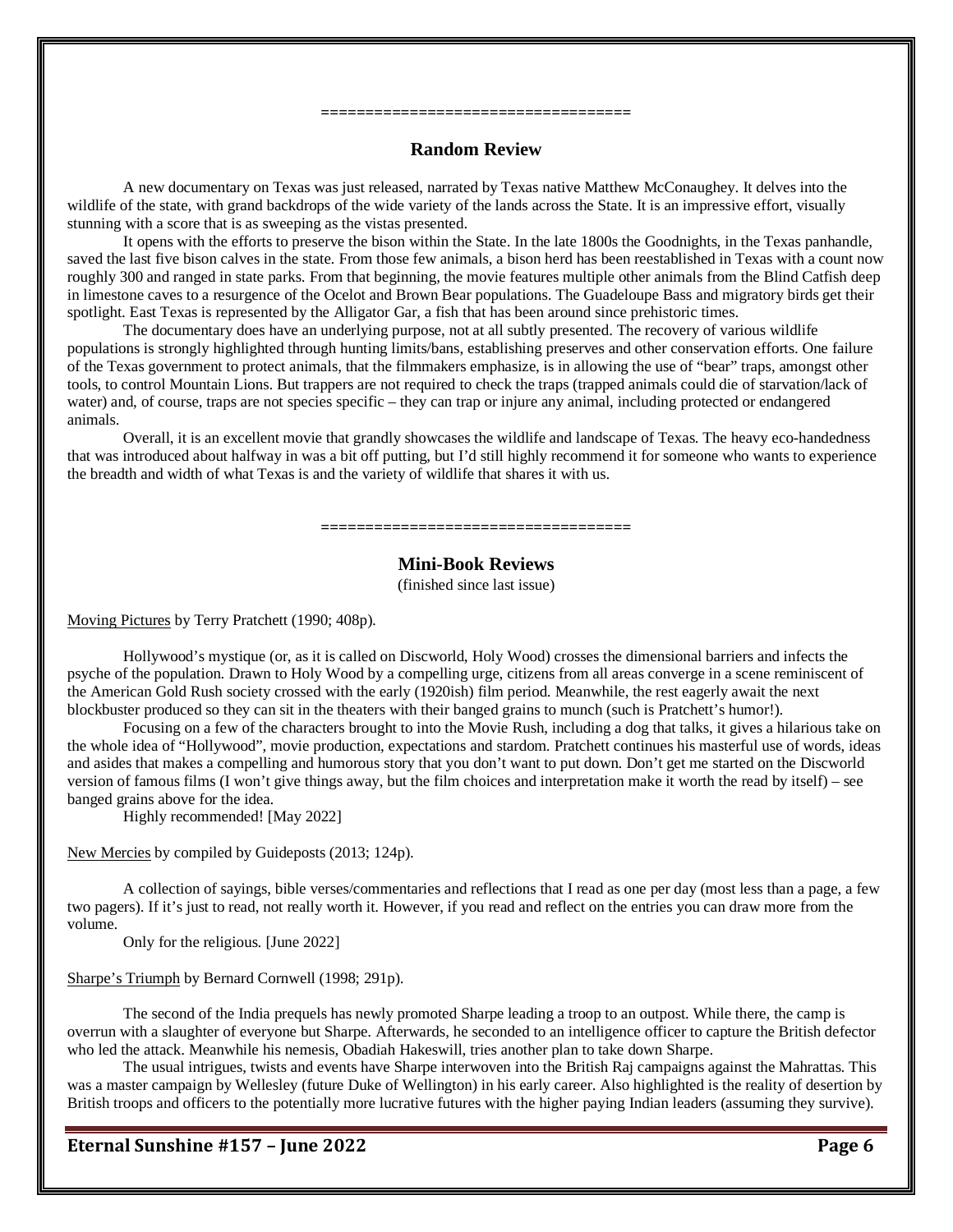==================================

## Random Review

A new documentary on Texas was just released, narrated by Texas native Matthew McConaughey. It delves into the wildlife of the state, with grand backdrops of the wide variety of the lands across the State. It is an impressive effort, visually stunning with a score that is as sweeping as the vistas presented.

It opens with the efforts to preserve the bison within the State. In the late 1800s the Goodnights, in the Texas panhandle, saved the last five bison calves in the state. From those few animals, a bison herd has been reestablished in Texas with a count now roughly 300 and ranged in state parks. From that beginning, the movie features multiple other animals from the Blind Catfish deep in limestone caves to a resurgence of the Ocelot and Brown Bear populations. The Guadeloupe Bass and migratory birds get their spotlight. East Texas is represented by the Alligator Gar, a fish that has been around since prehistoric times.

The documentary does have an underlying purpose, not at all subtly presented. The recovery of various wildlife populations is strongly highlighted through hunting limits/bans, establishing preserves and other conservation efforts. One failure of the Texas government to protect animals, that the filmmakers emphasize, is in allowing the use of "bear" traps, amongst other tools, to control Mountain Lions. But trappers are not required to check the traps (trapped animals could die of starvation/lack of water) and, of course, traps are not species specific – they can trap or injure any animal, including protected or endangered animals.

Overall, it is an excellent movie that grandly showcases the wildlife and landscape of Texas. The heavy eco-handedness that was introduced about halfway in was a bit off putting, but I'd still highly recommend it for someone who wants to experience the breadth and width of what Texas is and the variety of wildlife that shares it with us.

==================================

## Mini-Book Reviews

(finished since last issue)

Moving Pictures by Terry Pratchett (1990; 408p).

Hollywood's mystique (or, as it is called on Discworld, Holy Wood) crosses the dimensional barriers and infects the psyche of the population. Drawn to Holy Wood by a compelling urge, citizens from all areas converge in a scene reminiscent of the American Gold Rush society crossed with the early (1920ish) film period. Meanwhile, the rest eagerly await the next blockbuster produced so they can sit in the theaters with their banged grains to munch (such is Pratchett's humor!).

Focusing on a few of the characters brought to into the Movie Rush, including a dog that talks, it gives a hilarious take on the whole idea of "Hollywood", movie production, expectations and stardom. Pratchett continues his masterful use of words, ideas and asides that makes a compelling and humorous story that you don't want to put down. Don't get me started on the Discworld version of famous films (I won't give things away, but the film choices and interpretation make it worth the read by itself) – see banged grains above for the idea.

Highly recommended! [May 2022]

New Mercies by compiled by Guideposts (2013; 124p).

A collection of sayings, bible verses/commentaries and reflections that I read as one per day (most less than a page, a few two pagers). If it's just to read, not really worth it. However, if you read and reflect on the entries you can draw more from the volume.

Only for the religious. [June 2022]

Sharpe's Triumph by Bernard Cornwell (1998; 291p).

The second of the India prequels has newly promoted Sharpe leading a troop to an outpost. While there, the camp is overrun with a slaughter of everyone but Sharpe. Afterwards, he seconded to an intelligence officer to capture the British defector who led the attack. Meanwhile his nemesis, Obadiah Hakeswill, tries another plan to take down Sharpe.

The usual intrigues, twists and events have Sharpe interwoven into the British Raj campaigns against the Mahrattas. This was a master campaign by Wellesley (future Duke of Wellington) in his early career. Also highlighted is the reality of desertion by British troops and officers to the potentially more lucrative futures with the higher paying Indian leaders (assuming they survive).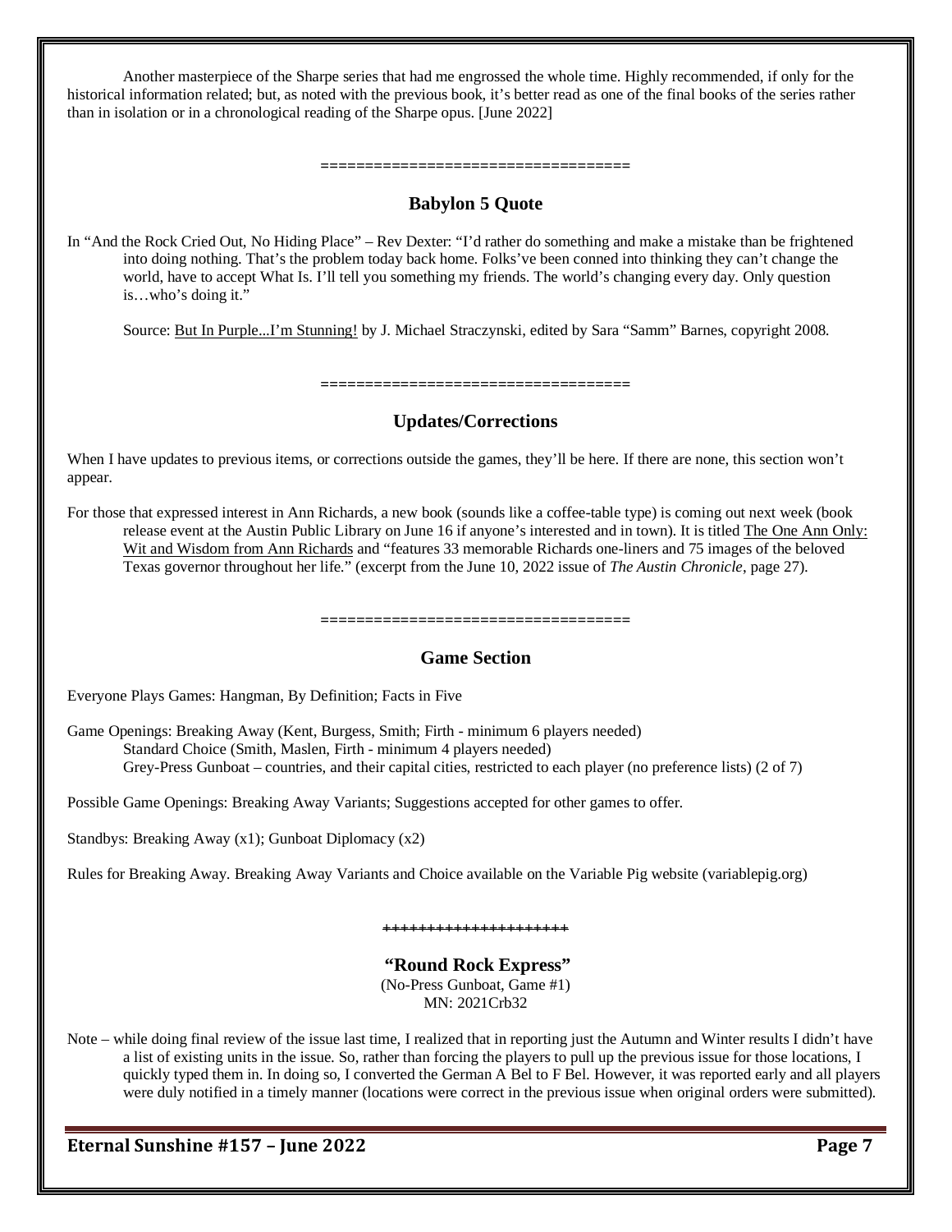Another masterpiece of the Sharpe series that had me engrossed the whole time. Highly recommended, if only for the historical information related; but, as noted with the previous book, it's better read as one of the final books of the series rather than in isolation or in a chronological reading of the Sharpe opus. [June 2022]

==================================

## Babylon 5 Quote

In "And the Rock Cried Out, No Hiding Place" – Rev Dexter: "I'd rather do something and make a mistake than be frightened into doing nothing. That's the problem today back home. Folks've been conned into thinking they can't change the world, have to accept What Is. I'll tell you something my friends. The world's changing every day. Only question is…who's doing it."

Source: But In Purple...I'm Stunning! by J. Michael Straczynski, edited by Sara "Samm" Barnes, copyright 2008.

==================================

## Updates/Corrections

When I have updates to previous items, or corrections outside the games, they'll be here. If there are none, this section won't appear.

For those that expressed interest in Ann Richards, a new book (sounds like a coffee-table type) is coming out next week (book release event at the Austin Public Library on June 16 if anyone's interested and in town). It is titled The One Ann Only: Wit and Wisdom from Ann Richards and "features 33 memorable Richards one-liners and 75 images of the beloved Texas governor throughout her life." (excerpt from the June 10, 2022 issue of *The Austin Chronicle*, page 27).

==================================

## Game Section

Everyone Plays Games: Hangman, By Definition; Facts in Five

Game Openings: Breaking Away (Kent, Burgess, Smith; Firth - minimum 6 players needed)
Standard Choice (Smith, Maslen, Firth - minimum 4 players needed)
Grey-Press Gunboat – countries, and their capital cities, restricted to each player (no preference lists) (2 of 7)

Possible Game Openings: Breaking Away Variants; Suggestions accepted for other games to offer.

Standbys: Breaking Away (x1); Gunboat Diplomacy (x2)

Rules for Breaking Away. Breaking Away Variants and Choice available on the Variable Pig website (variablepig.org)

+++++++++++++++++++++

### "Round Rock Express"

(No-Press Gunboat, Game #1)
MN: 2021Crb32

Note – while doing final review of the issue last time, I realized that in reporting just the Autumn and Winter results I didn't have a list of existing units in the issue. So, rather than forcing the players to pull up the previous issue for those locations, I quickly typed them in. In doing so, I converted the German A Bel to F Bel. However, it was reported early and all players were duly notified in a timely manner (locations were correct in the previous issue when original orders were submitted).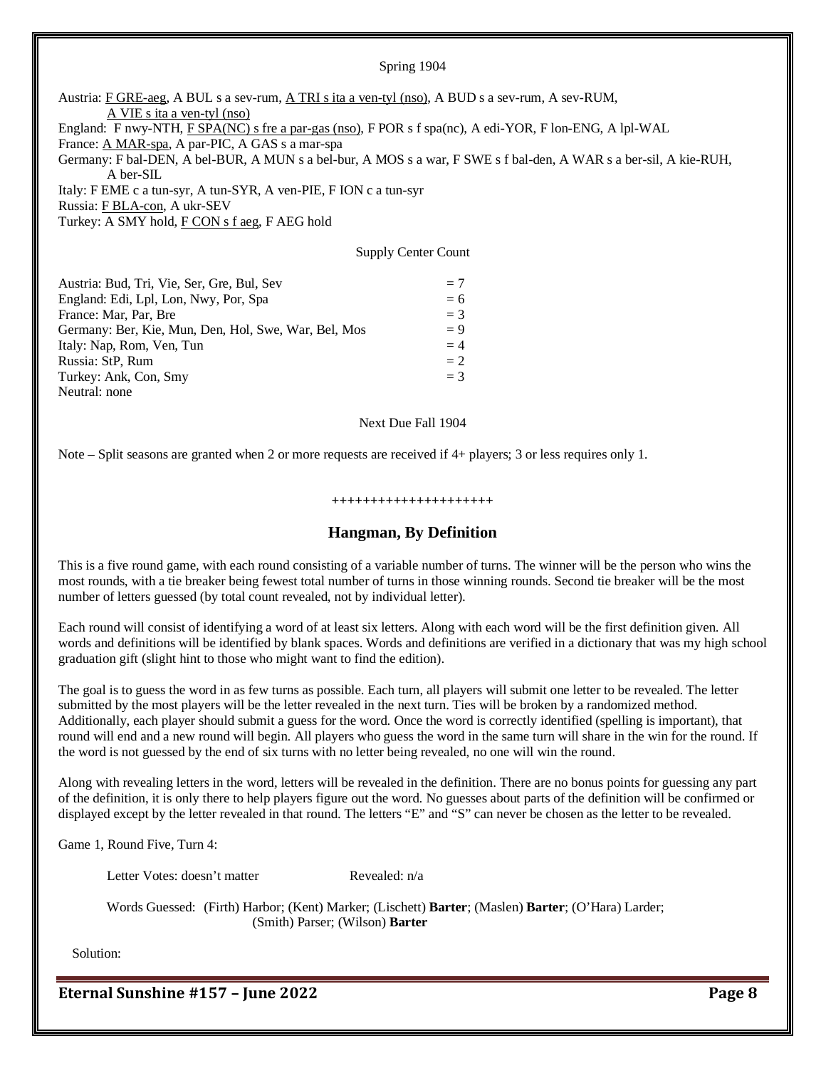Spring 1904

Austria: <u>F GRE-aeg</u>, A BUL s a sev-rum, <u>A TRI s ita a ven-tyl (nso)</u>, A BUD s a sev-rum, A sev-RUM, <u>A VIE s ita a ven-tyl (nso)</u>
England: F nwy-NTH, <u>F SPA(NC) s fre a par-gas (nso)</u>, F POR s f spa(nc), A edi-YOR, F lon-ENG, A lpl-WAL
France: <u>A MAR-spa</u>, A par-PIC, A GAS s a mar-spa
Germany: F bal-DEN, A bel-BUR, A MUN s a bel-bur, A MOS s a war, F SWE s f bal-den, A WAR s a ber-sil, A kie-RUH, A ber-SIL
Italy: F EME c a tun-syr, A tun-SYR, A ven-PIE, F ION c a tun-syr
Russia: <u>F BLA-con</u>, A ukr-SEV
Turkey: A SMY hold, <u>F CON s f aeg</u>, F AEG hold

Supply Center Count

| | |
|---|---|
| Austria: Bud, Tri, Vie, Ser, Gre, Bul, Sev | = 7 |
| England: Edi, Lpl, Lon, Nwy, Por, Spa | = 6 |
| France: Mar, Par, Bre | = 3 |
| Germany: Ber, Kie, Mun, Den, Hol, Swe, War, Bel, Mos | = 9 |
| Italy: Nap, Rom, Ven, Tun | = 4 |
| Russia: StP, Rum | = 2 |
| Turkey: Ank, Con, Smy | = 3 |
| Neutral: none | |

Next Due Fall 1904

Note – Split seasons are granted when 2 or more requests are received if 4+ players; 3 or less requires only 1.

+++++++++++++++++++++

## Hangman, By Definition

This is a five round game, with each round consisting of a variable number of turns. The winner will be the person who wins the most rounds, with a tie breaker being fewest total number of turns in those winning rounds. Second tie breaker will be the most number of letters guessed (by total count revealed, not by individual letter).

Each round will consist of identifying a word of at least six letters. Along with each word will be the first definition given. All words and definitions will be identified by blank spaces. Words and definitions are verified in a dictionary that was my high school graduation gift (slight hint to those who might want to find the edition).

The goal is to guess the word in as few turns as possible. Each turn, all players will submit one letter to be revealed. The letter submitted by the most players will be the letter revealed in the next turn. Ties will be broken by a randomized method. Additionally, each player should submit a guess for the word. Once the word is correctly identified (spelling is important), that round will end and a new round will begin. All players who guess the word in the same turn will share in the win for the round. If the word is not guessed by the end of six turns with no letter being revealed, no one will win the round.

Along with revealing letters in the word, letters will be revealed in the definition. There are no bonus points for guessing any part of the definition, it is only there to help players figure out the word. No guesses about parts of the definition will be confirmed or displayed except by the letter revealed in that round. The letters "E" and "S" can never be chosen as the letter to be revealed.

Game 1, Round Five, Turn 4:

Letter Votes: doesn't matter Revealed: n/a

Words Guessed: (Firth) Harbor; (Kent) Marker; (Lischett) **Barter**; (Maslen) **Barter**; (O'Hara) Larder; (Smith) Parser; (Wilson) **Barter**

Solution: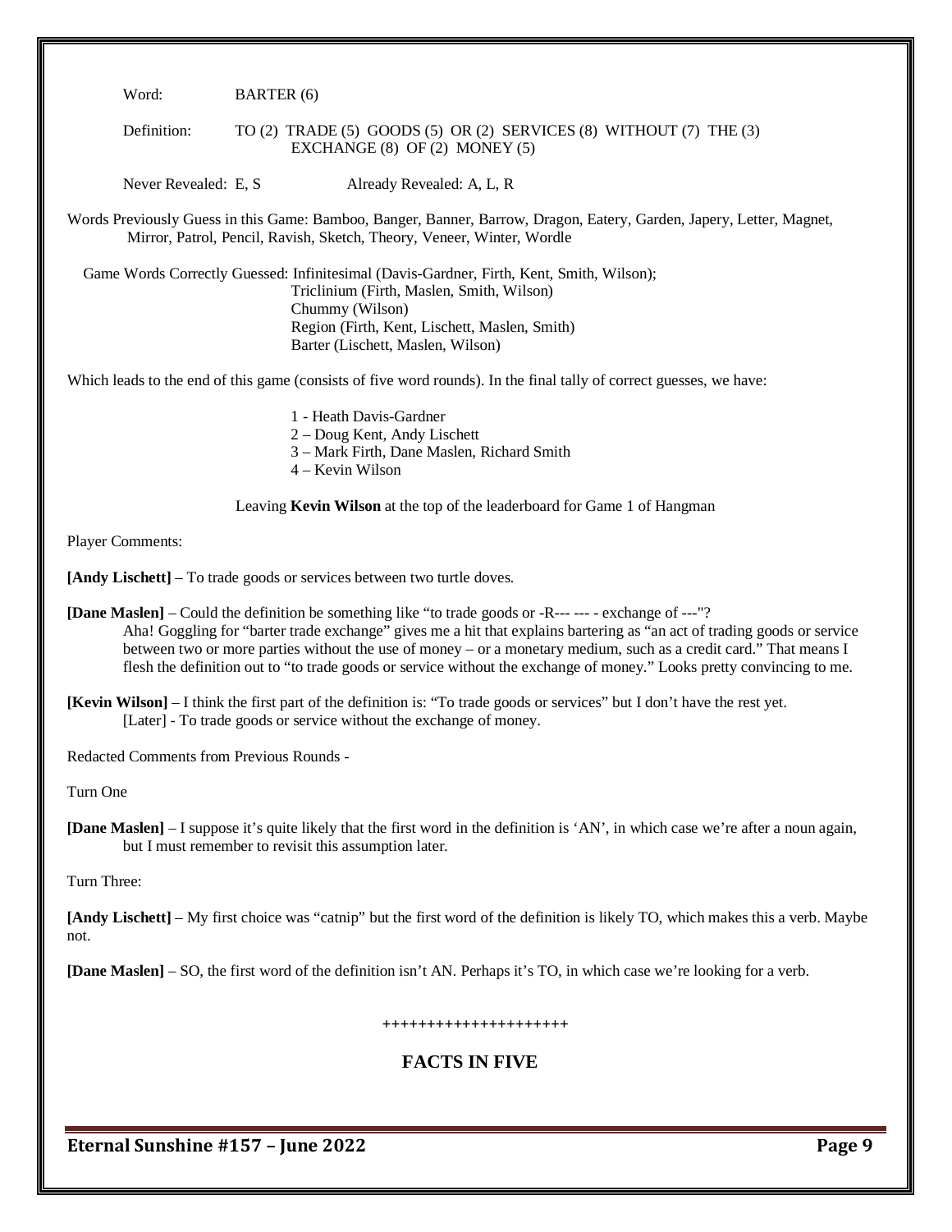Word: BARTER (6)

Definition: TO (2) TRADE (5) GOODS (5) OR (2) SERVICES (8) WITHOUT (7) THE (3) EXCHANGE (8) OF (2) MONEY (5)

Never Revealed: E, S Already Revealed: A, L, R

Words Previously Guess in this Game: Bamboo, Banger, Banner, Barrow, Dragon, Eatery, Garden, Japery, Letter, Magnet, Mirror, Patrol, Pencil, Ravish, Sketch, Theory, Veneer, Winter, Wordle

Game Words Correctly Guessed: Infinitesimal (Davis-Gardner, Firth, Kent, Smith, Wilson);
Triclinium (Firth, Maslen, Smith, Wilson)
Chummy (Wilson)
Region (Firth, Kent, Lischett, Maslen, Smith)
Barter (Lischett, Maslen, Wilson)

Which leads to the end of this game (consists of five word rounds). In the final tally of correct guesses, we have:

1 - Heath Davis-Gardner
2 – Doug Kent, Andy Lischett
3 – Mark Firth, Dane Maslen, Richard Smith
4 – Kevin Wilson

Leaving **Kevin Wilson** at the top of the leaderboard for Game 1 of Hangman

Player Comments:

**[Andy Lischett]** – To trade goods or services between two turtle doves.

**[Dane Maslen]** – Could the definition be something like "to trade goods or -R--- --- - exchange of ---"?
Aha! Goggling for "barter trade exchange" gives me a hit that explains bartering as "an act of trading goods or service between two or more parties without the use of money – or a monetary medium, such as a credit card." That means I flesh the definition out to "to trade goods or service without the exchange of money." Looks pretty convincing to me.

**[Kevin Wilson]** – I think the first part of the definition is: "To trade goods or services" but I don't have the rest yet.
[Later] - To trade goods or service without the exchange of money.

Redacted Comments from Previous Rounds -

Turn One

**[Dane Maslen]** – I suppose it's quite likely that the first word in the definition is 'AN', in which case we're after a noun again, but I must remember to revisit this assumption later.

Turn Three:

**[Andy Lischett]** – My first choice was "catnip" but the first word of the definition is likely TO, which makes this a verb. Maybe not.

**[Dane Maslen]** – SO, the first word of the definition isn't AN. Perhaps it's TO, in which case we're looking for a verb.

++++++++++++++++++++

## FACTS IN FIVE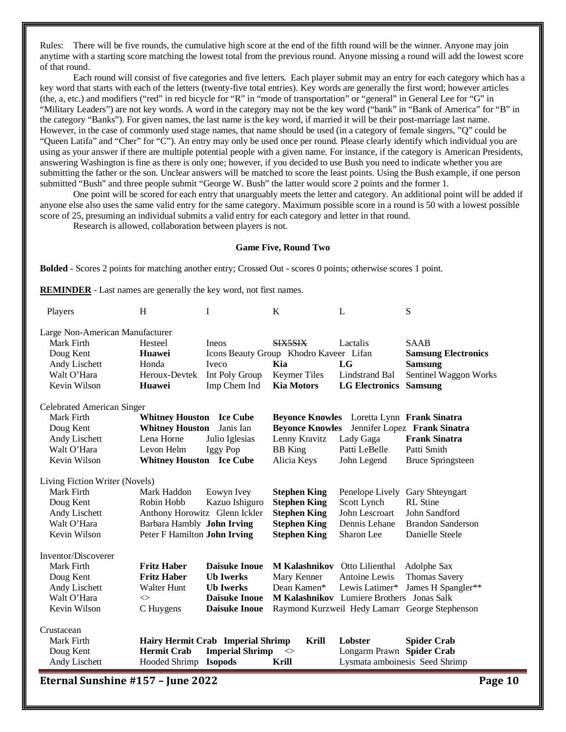Rules: There will be five rounds, the cumulative high score at the end of the fifth round will be the winner. Anyone may join anytime with a starting score matching the lowest total from the previous round. Anyone missing a round will add the lowest score of that round.

Each round will consist of five categories and five letters. Each player submit may an entry for each category which has a key word that starts with each of the letters (twenty-five total entries). Key words are generally the first word; however articles (the, a, etc.) and modifiers ("red" in red bicycle for "R" in "mode of transportation" or "general" in General Lee for "G" in "Military Leaders") are not key words. A word in the category may not be the key word ("bank" in "Bank of America" for "B" in the category "Banks"). For given names, the last name is the key word, if married it will be their post-marriage last name. However, in the case of commonly used stage names, that name should be used (in a category of female singers, "Q" could be "Queen Latifa" and "Cher" for "C"). An entry may only be used once per round. Please clearly identify which individual you are using as your answer if there are multiple potential people with a given name. For instance, if the category is American Presidents, answering Washington is fine as there is only one; however, if you decided to use Bush you need to indicate whether you are submitting the father or the son. Unclear answers will be matched to score the least points. Using the Bush example, if one person submitted "Bush" and three people submit "George W. Bush" the latter would score 2 points and the former 1.

One point will be scored for each entry that unarguably meets the letter and category. An additional point will be added if anyone else also uses the same valid entry for the same category. Maximum possible score in a round is 50 with a lowest possible score of 25, presuming an individual submits a valid entry for each category and letter in that round.

Research is allowed, collaboration between players is not.

**Game Five, Round Two**

**Bolded** - Scores 2 points for matching another entry; Crossed Out - scores 0 points; otherwise scores 1 point.

**REMINDER** - Last names are generally the key word, not first names.

| Players | H | I | K | L | S |
|---|---|---|---|---|---|
| **Large Non-American Manufacturer** | | | | | |
| Mark Firth | Hesteel | Ineos | ~~SIX5SIX~~ | Lactalis | SAAB |
| Doug Kent | **Huawei** | Icons Beauty Group | Khodro Kaveer | Lifan | **Samsung Electronics** |
| Andy Lischett | Honda | Iveco | **Kia** | **LG** | **Samsung** |
| Walt O'Hara | Heroux-Devtek | Int Poly Group | Keymer Tiles | Lindstrand Bal | Sentinel Waggon Works |
| Kevin Wilson | **Huawei** | Imp Chem Ind | **Kia Motors** | **LG Electronics** | **Samsung** |
| **Celebrated American Singer** | | | | | |
| Mark Firth | **Whitney Houston** | **Ice Cube** | **Beyonce Knowles** | Loretta Lynn | **Frank Sinatra** |
| Doug Kent | **Whitney Houston** | Janis Ian | **Beyonce Knowles** | Jennifer Lopez | **Frank Sinatra** |
| Andy Lischett | Lena Horne | Julio Iglesias | Lenny Kravitz | Lady Gaga | **Frank Sinatra** |
| Walt O'Hara | Levon Helm | Iggy Pop | BB King | Patti LeBelle | Patti Smith |
| Kevin Wilson | **Whitney Houston** | **Ice Cube** | Alicia Keys | John Legend | Bruce Springsteen |
| **Living Fiction Writer (Novels)** | | | | | |
| Mark Firth | Mark Haddon | Eowyn Ivey | **Stephen King** | Penelope Lively | Gary Shteyngart |
| Doug Kent | Robin Hobb | Kazuo Ishiguro | **Stephen King** | Scott Lynch | RL Stine |
| Andy Lischett | Anthony Horowitz | Glenn Ickler | **Stephen King** | John Lescroart | John Sandford |
| Walt O'Hara | Barbara Hambly | **John Irving** | **Stephen King** | Dennis Lehane | Brandon Sanderson |
| Kevin Wilson | Peter F Hamilton | **John Irving** | **Stephen King** | Sharon Lee | Danielle Steele |
| **Inventor/Discoverer** | | | | | |
| Mark Firth | **Fritz Haber** | **Daisuke Inoue** | **M Kalashnikov** | Otto Lilienthal | Adolphe Sax |
| Doug Kent | **Fritz Haber** | **Ub Iwerks** | Mary Kenner | Antoine Lewis | Thomas Savery |
| Andy Lischett | Walter Hunt | **Ub Iwerks** | Dean Kamen* | Lewis Latimer* | James H Spangler** |
| Walt O'Hara | <> | **Daisuke Inoue** | **M Kalashnikov** | Lumiere Brothers | Jonas Salk |
| Kevin Wilson | C Huygens | **Daisuke Inoue** | Raymond Kurzweil | Hedy Lamarr | George Stephenson |
| **Crustacean** | | | | | |
| Mark Firth | **Hairy Hermit Crab** | **Imperial Shrimp** | **Krill** | **Lobster** | **Spider Crab** |
| Doug Kent | **Hermit Crab** | **Imperial Shrimp** | <> | Longarm Prawn | **Spider Crab** |
| Andy Lischett | Hooded Shrimp | **Isopods** | **Krill** | Lysmata amboinesis | Seed Shrimp |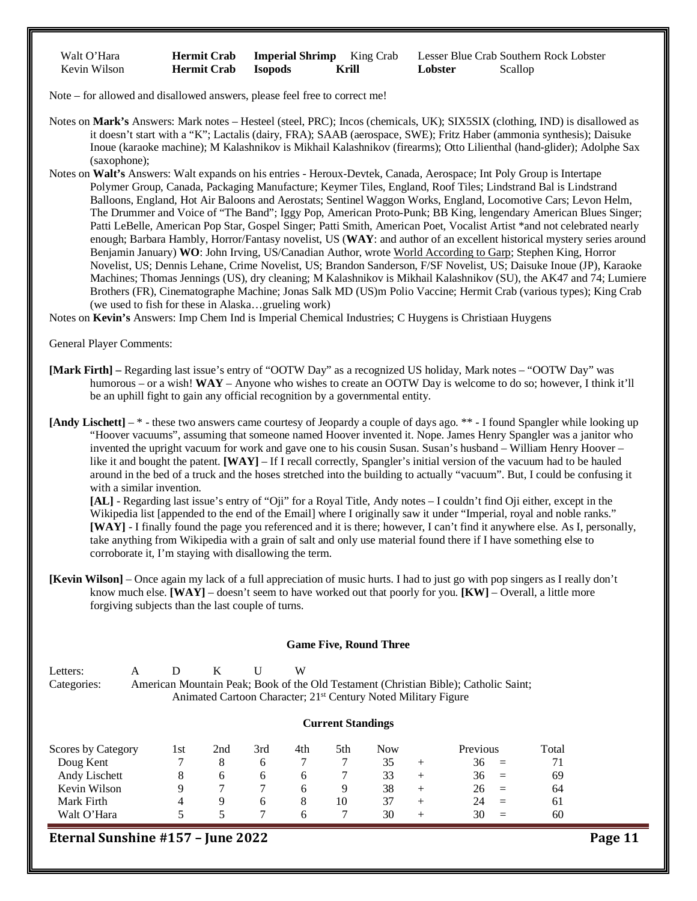| | | | | | | |
|---|---|---|---|---|---|---|
| Walt O'Hara | **Hermit Crab** | **Imperial Shrimp** | King Crab | Lesser Blue Crab | Southern Rock Lobster | |
| Kevin Wilson | **Hermit Crab** | **Isopods** | **Krill** | **Lobster** | Scallop | |

Note – for allowed and disallowed answers, please feel free to correct me!

Notes on **Mark's** Answers: Mark notes – Hesteel (steel, PRC); Incos (chemicals, UK); SIX5SIX (clothing, IND) is disallowed as it doesn't start with a "K"; Lactalis (dairy, FRA); SAAB (aerospace, SWE); Fritz Haber (ammonia synthesis); Daisuke Inoue (karaoke machine); M Kalashnikov is Mikhail Kalashnikov (firearms); Otto Lilienthal (hand-glider); Adolphe Sax (saxophone);

Notes on **Walt's** Answers: Walt expands on his entries - Heroux-Devtek, Canada, Aerospace; Int Poly Group is Intertape Polymer Group, Canada, Packaging Manufacture; Keymer Tiles, England, Roof Tiles; Lindstrand Bal is Lindstrand Balloons, England, Hot Air Baloons and Aerostats; Sentinel Waggon Works, England, Locomotive Cars; Levon Helm, The Drummer and Voice of "The Band"; Iggy Pop, American Proto-Punk; BB King, lengendary American Blues Singer; Patti LeBelle, American Pop Star, Gospel Singer; Patti Smith, American Poet, Vocalist Artist *and not celebrated nearly enough; Barbara Hambly, Horror/Fantasy novelist, US (**WAY**: and author of an excellent historical mystery series around Benjamin January) **WO**: John Irving, US/Canadian Author, wrote World According to Garp; Stephen King, Horror Novelist, US; Dennis Lehane, Crime Novelist, US; Brandon Sanderson, F/SF Novelist, US; Daisuke Inoue (JP), Karaoke Machines; Thomas Jennings (US), dry cleaning; M Kalashnikov is Mikhail Kalashnikov (SU), the AK47 and 74; Lumiere Brothers (FR), Cinematographe Machine; Jonas Salk MD (US)m Polio Vaccine; Hermit Crab (various types); King Crab (we used to fish for these in Alaska…grueling work)

Notes on **Kevin's** Answers: Imp Chem Ind is Imperial Chemical Industries; C Huygens is Christiaan Huygens

General Player Comments:

**[Mark Firth] –** Regarding last issue's entry of "OOTW Day" as a recognized US holiday, Mark notes – "OOTW Day" was humorous – or a wish! **WAY** – Anyone who wishes to create an OOTW Day is welcome to do so; however, I think it'll be an uphill fight to gain any official recognition by a governmental entity.

**[Andy Lischett]** – * - these two answers came courtesy of Jeopardy a couple of days ago. ** - I found Spangler while looking up "Hoover vacuums", assuming that someone named Hoover invented it. Nope. James Henry Spangler was a janitor who invented the upright vacuum for work and gave one to his cousin Susan. Susan's husband – William Henry Hoover – like it and bought the patent. **[WAY]** – If I recall correctly, Spangler's initial version of the vacuum had to be hauled around in the bed of a truck and the hoses stretched into the building to actually "vacuum". But, I could be confusing it with a similar invention.

**[AL]** - Regarding last issue's entry of "Oji" for a Royal Title, Andy notes – I couldn't find Oji either, except in the Wikipedia list [appended to the end of the Email] where I originally saw it under "Imperial, royal and noble ranks." **[WAY]** - I finally found the page you referenced and it is there; however, I can't find it anywhere else. As I, personally, take anything from Wikipedia with a grain of salt and only use material found there if I have something else to corroborate it, I'm staying with disallowing the term.

**[Kevin Wilson]** – Once again my lack of a full appreciation of music hurts. I had to just go with pop singers as I really don't know much else. **[WAY]** – doesn't seem to have worked out that poorly for you. **[KW]** – Overall, a little more forgiving subjects than the last couple of turns.

### Game Five, Round Three

Letters: A D K U W

Categories: American Mountain Peak; Book of the Old Testament (Christian Bible); Catholic Saint; Animated Cartoon Character; 21st Century Noted Military Figure

### Current Standings

| Scores by Category | 1st | 2nd | 3rd | 4th | 5th | Now | | Previous | | Total |
|---|---|---|---|---|---|---|---|---|---|---|
| Doug Kent | 7 | 8 | 6 | 7 | 7 | 35 | + | 36 | = | 71 |
| Andy Lischett | 8 | 6 | 6 | 6 | 7 | 33 | + | 36 | = | 69 |
| Kevin Wilson | 9 | 7 | 7 | 6 | 9 | 38 | + | 26 | = | 64 |
| Mark Firth | 4 | 9 | 6 | 8 | 10 | 37 | + | 24 | = | 61 |
| Walt O'Hara | 5 | 5 | 7 | 6 | 7 | 30 | + | 30 | = | 60 |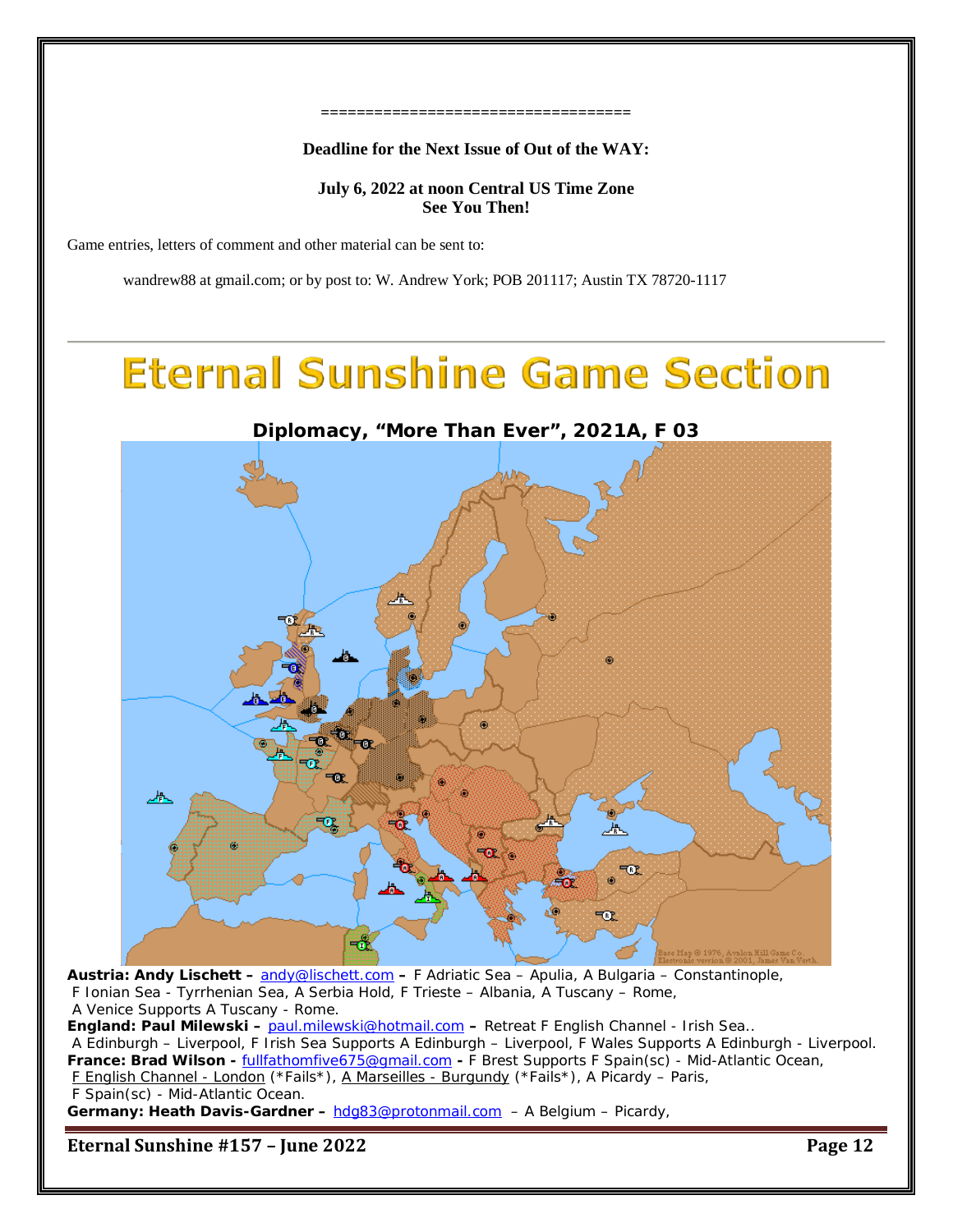==================================

**Deadline for the Next Issue of Out of the WAY:**

**July 6, 2022 at noon Central US Time Zone**
**See You Then!**

Game entries, letters of comment and other material can be sent to:

wandrew88 at gmail.com; or by post to: W. Andrew York; POB 201117; Austin TX 78720-1117

# Eternal Sunshine Game Section

## Diplomacy, "More Than Ever", 2021A, F 03

**Austria: Andy Lischett –** andy@lischett.com **–** F Adriatic Sea – Apulia, A Bulgaria – Constantinople, F Ionian Sea - Tyrrhenian Sea, A Serbia Hold, F Trieste – Albania, A Tuscany – Rome, A Venice Supports A Tuscany - Rome.

**England: Paul Milewski –** paul.milewski@hotmail.com **–** Retreat F English Channel - Irish Sea.. A Edinburgh – Liverpool, F Irish Sea Supports A Edinburgh – Liverpool, F Wales Supports A Edinburgh - Liverpool.

**France: Brad Wilson -** fullfathomfive675@gmail.com **-** F Brest Supports F Spain(sc) - Mid-Atlantic Ocean, F English Channel - London (*Fails*), A Marseilles - Burgundy (*Fails*), A Picardy – Paris, F Spain(sc) - Mid-Atlantic Ocean.

**Germany: Heath Davis-Gardner –** hdg83@protonmail.com – A Belgium – Picardy,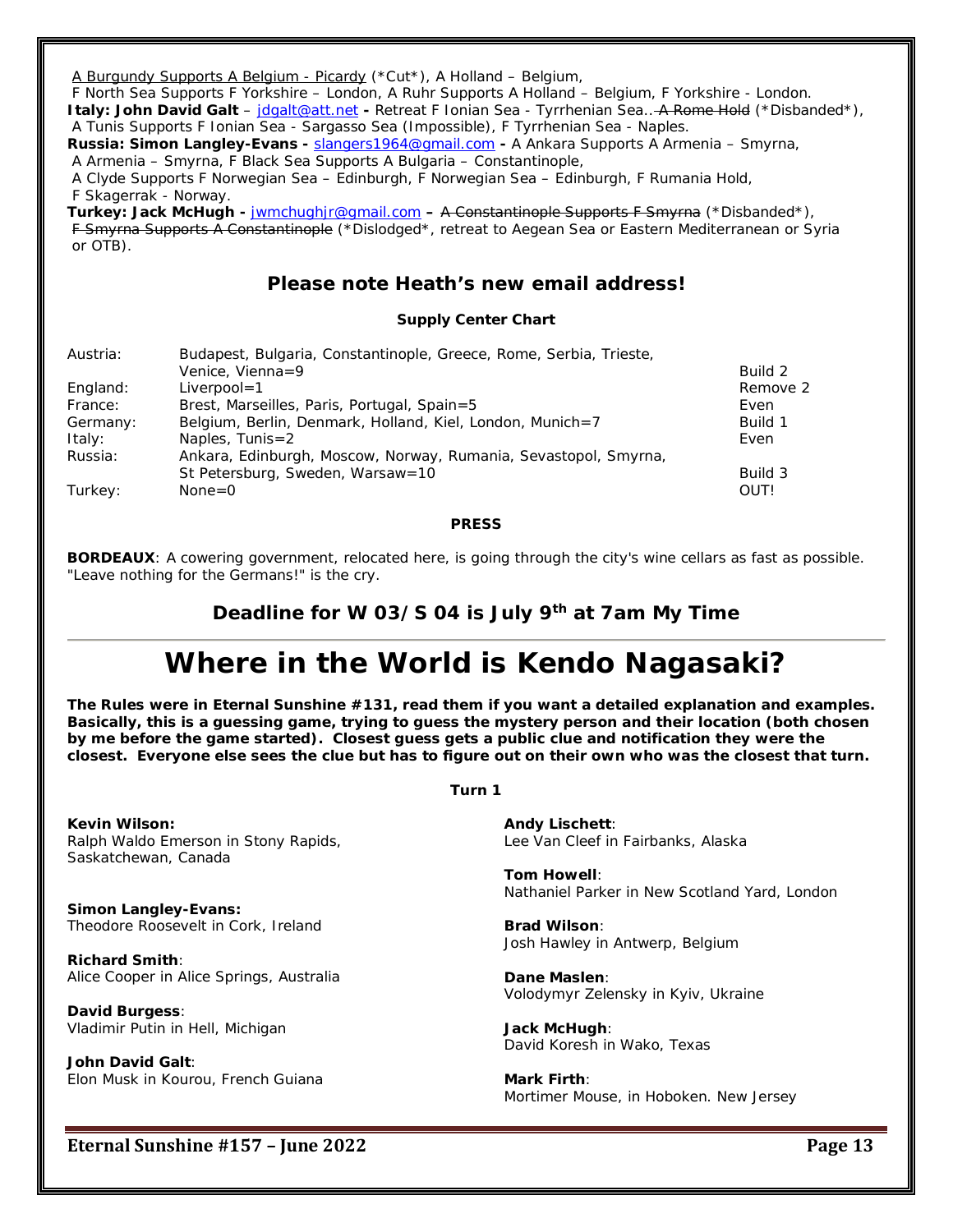A Burgundy Supports A Belgium - Picardy (*Cut*), A Holland – Belgium,
F North Sea Supports F Yorkshire – London, A Ruhr Supports A Holland – Belgium, F Yorkshire - London.

**Italy: John David Galt** – jdgalt@att.net **-** Retreat F Ionian Sea - Tyrrhenian Sea.. ~~A Rome Hold~~ (*Disbanded*), A Tunis Supports F Ionian Sea - Sargasso Sea (Impossible), F Tyrrhenian Sea - Naples.

**Russia: Simon Langley-Evans -** slangers1964@gmail.com **-** A Ankara Supports A Armenia – Smyrna, A Armenia – Smyrna, F Black Sea Supports A Bulgaria – Constantinople, A Clyde Supports F Norwegian Sea – Edinburgh, F Norwegian Sea – Edinburgh, F Rumania Hold, F Skagerrak - Norway.

**Turkey: Jack McHugh -** jwmchughjr@gmail.com **–** ~~A Constantinople Supports F Smyrna~~ (*Disbanded*), ~~F Smyrna Supports A Constantinople~~ (*Dislodged*, retreat to Aegean Sea or Eastern Mediterranean or Syria or OTB).

## Please note Heath's new email address!

**Supply Center Chart**

| | | |
|---|---|---|
| Austria: | Budapest, Bulgaria, Constantinople, Greece, Rome, Serbia, Trieste, Venice, Vienna=9 | Build 2 |
| England: | Liverpool=1 | Remove 2 |
| France: | Brest, Marseilles, Paris, Portugal, Spain=5 | Even |
| Germany: | Belgium, Berlin, Denmark, Holland, Kiel, London, Munich=7 | Build 1 |
| Italy: | Naples, Tunis=2 | Even |
| Russia: | Ankara, Edinburgh, Moscow, Norway, Rumania, Sevastopol, Smyrna, St Petersburg, Sweden, Warsaw=10 | Build 3 |
| Turkey: | None=0 | OUT! |

**PRESS**

**BORDEAUX**: A cowering government, relocated here, is going through the city's wine cellars as fast as possible. "Leave nothing for the Germans!" is the cry.

## Deadline for W 03/S 04 is July 9th at 7am My Time

# Where in the World is Kendo Nagasaki?

**The Rules were in Eternal Sunshine #131, read them if you want a detailed explanation and examples. Basically, this is a guessing game, trying to guess the mystery person and their location (both chosen by me before the game started). Closest guess gets a public clue and notification they were the closest. Everyone else sees the clue but has to figure out on their own who was the closest that turn.**

**Turn 1**

**Kevin Wilson:**
Ralph Waldo Emerson in Stony Rapids, Saskatchewan, Canada

**Simon Langley-Evans:**
Theodore Roosevelt in Cork, Ireland

**Richard Smith**:
Alice Cooper in Alice Springs, Australia

**David Burgess**:
Vladimir Putin in Hell, Michigan

**John David Galt**:
Elon Musk in Kourou, French Guiana

**Andy Lischett**:
Lee Van Cleef in Fairbanks, Alaska

**Tom Howell**:
Nathaniel Parker in New Scotland Yard, London

**Brad Wilson**:
Josh Hawley in Antwerp, Belgium

**Dane Maslen**:
Volodymyr Zelensky in Kyiv, Ukraine

**Jack McHugh**:
David Koresh in Wako, Texas

**Mark Firth**:
Mortimer Mouse, in Hoboken. New Jersey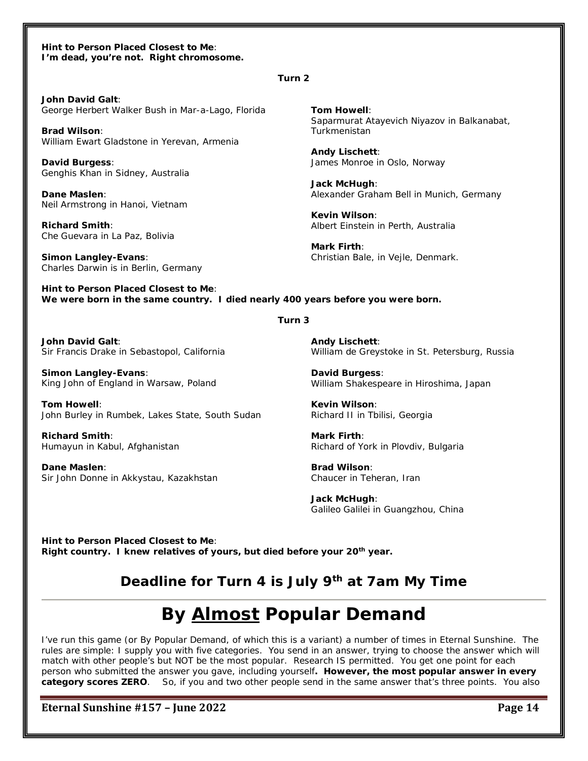**Hint to Person Placed Closest to Me**:
**I'm dead, you're not. Right chromosome.**

**Turn 2**

**John David Galt**:
George Herbert Walker Bush in Mar-a-Lago, Florida

**Brad Wilson**:
William Ewart Gladstone in Yerevan, Armenia

**David Burgess**:
Genghis Khan in Sidney, Australia

**Dane Maslen**:
Neil Armstrong in Hanoi, Vietnam

**Richard Smith**:
Che Guevara in La Paz, Bolivia

**Simon Langley-Evans**:
Charles Darwin is in Berlin, Germany

**Tom Howell**:
Saparmurat Atayevich Niyazov in Balkanabat, Turkmenistan

**Andy Lischett**:
James Monroe in Oslo, Norway

**Jack McHugh**:
Alexander Graham Bell in Munich, Germany

**Kevin Wilson**:
Albert Einstein in Perth, Australia

**Mark Firth**:
Christian Bale, in Vejle, Denmark.

**Hint to Person Placed Closest to Me**:
**We were born in the same country. I died nearly 400 years before you were born.**

**Turn 3**

**John David Galt**:
Sir Francis Drake in Sebastopol, California

**Simon Langley-Evans**:
King John of England in Warsaw, Poland

**Tom Howell**:
John Burley in Rumbek, Lakes State, South Sudan

**Richard Smith**:
Humayun in Kabul, Afghanistan

**Dane Maslen**:
Sir John Donne in Akkystau, Kazakhstan

**Andy Lischett**:
William de Greystoke in St. Petersburg, Russia

**David Burgess**:
William Shakespeare in Hiroshima, Japan

**Kevin Wilson**:
Richard II in Tbilisi, Georgia

**Mark Firth**:
Richard of York in Plovdiv, Bulgaria

**Brad Wilson**:
Chaucer in Teheran, Iran

**Jack McHugh**:
Galileo Galilei in Guangzhou, China

**Hint to Person Placed Closest to Me**:
**Right country. I knew relatives of yours, but died before your 20th year.**

## Deadline for Turn 4 is July 9th at 7am My Time

# By Almost Popular Demand

I've run this game (or By Popular Demand, of which this is a variant) a number of times in Eternal Sunshine. The rules are simple: I supply you with five categories. You send in an answer, trying to choose the answer which will match with other people's but NOT be the most popular. Research IS permitted. You get one point for each person who submitted the answer you gave, including yourself**. However, the most popular answer in every category scores ZERO**. So, if you and two other people send in the same answer that's three points. You also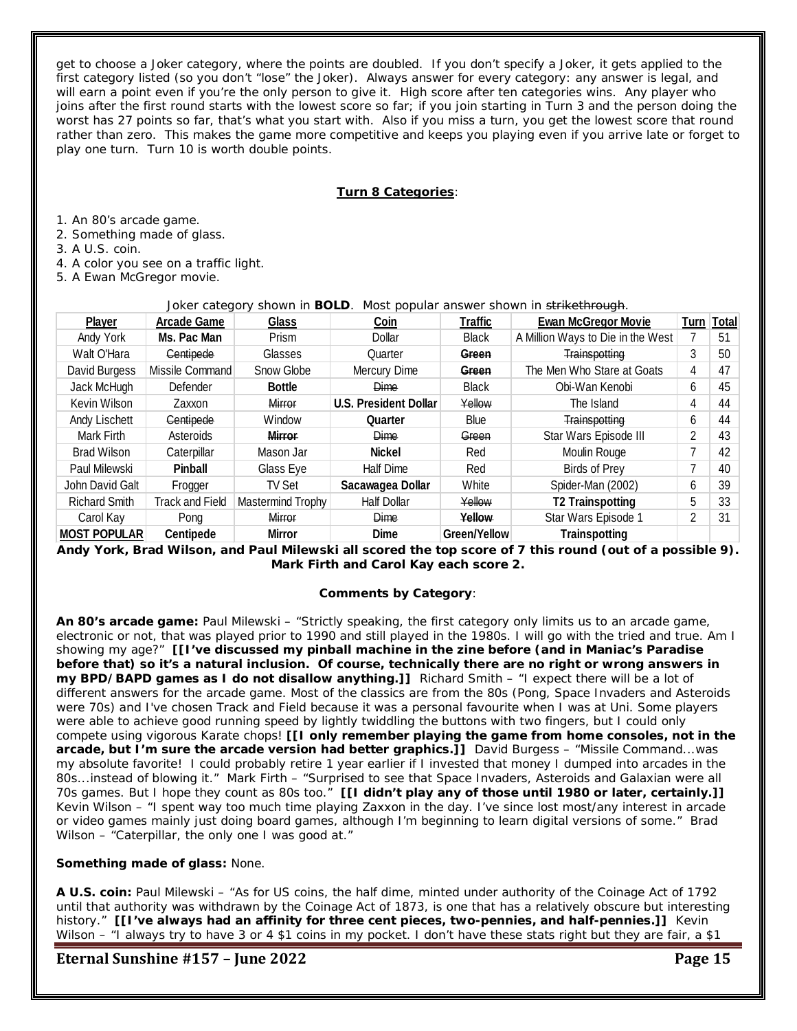get to choose a Joker category, where the points are doubled. If you don't specify a Joker, it gets applied to the first category listed (so you don't "lose" the Joker). Always answer for every category: any answer is legal, and will earn a point even if you're the only person to give it. High score after ten categories wins. Any player who joins after the first round starts with the lowest score so far; if you join starting in Turn 3 and the person doing the worst has 27 points so far, that's what you start with. Also if you miss a turn, you get the lowest score that round rather than zero. This makes the game more competitive and keeps you playing even if you arrive late or forget to play one turn. Turn 10 is worth double points.

**Turn 8 Categories**:

1. An 80's arcade game.
2. Something made of glass.
3. A U.S. coin.
4. A color you see on a traffic light.
5. A Ewan McGregor movie.

Joker category shown in **BOLD**. Most popular answer shown in ~~strikethrough~~.

| Player | Arcade Game | Glass | Coin | Traffic | Ewan McGregor Movie | Turn | Total |
|---|---|---|---|---|---|---|---|
| Andy York | **Ms. Pac Man** | Prism | Dollar | Black | A Million Ways to Die in the West | 7 | 51 |
| Walt O'Hara | ~~Centipede~~ | Glasses | Quarter | **~~Green~~** | ~~Trainspotting~~ | 3 | 50 |
| David Burgess | Missile Command | Snow Globe | Mercury Dime | **~~Green~~** | The Men Who Stare at Goats | 4 | 47 |
| Jack McHugh | Defender | **Bottle** | ~~Dime~~ | Black | Obi-Wan Kenobi | 6 | 45 |
| Kevin Wilson | Zaxxon | ~~Mirror~~ | **U.S. President Dollar** | ~~Yellow~~ | The Island | 4 | 44 |
| Andy Lischett | ~~Centipede~~ | Window | **Quarter** | Blue | ~~Trainspotting~~ | 6 | 44 |
| Mark Firth | Asteroids | **~~Mirror~~** | ~~Dime~~ | ~~Green~~ | Star Wars Episode III | 2 | 43 |
| Brad Wilson | Caterpillar | Mason Jar | **Nickel** | Red | Moulin Rouge | 7 | 42 |
| Paul Milewski | **Pinball** | Glass Eye | Half Dime | Red | Birds of Prey | 7 | 40 |
| John David Galt | Frogger | TV Set | **Sacawagea Dollar** | White | Spider-Man (2002) | 6 | 39 |
| Richard Smith | Track and Field | Mastermind Trophy | Half Dollar | ~~Yellow~~ | **T2 Trainspotting** | 5 | 33 |
| Carol Kay | Pong | ~~Mirror~~ | ~~Dime~~ | **~~Yellow~~** | Star Wars Episode 1 | 2 | 31 |
| **MOST POPULAR** | **Centipede** | **Mirror** | **Dime** | **Green/Yellow** | **Trainspotting** | | |

**Andy York, Brad Wilson, and Paul Milewski all scored the top score of 7 this round (out of a possible 9). Mark Firth and Carol Kay each score 2.**

**Comments by Category**:

**An 80's arcade game:** Paul Milewski – "Strictly speaking, the first category only limits us to an arcade game, electronic or not, that was played prior to 1990 and still played in the 1980s. I will go with the tried and true. Am I showing my age?" **[[I've discussed my pinball machine in the zine before (and in Maniac's Paradise before that) so it's a natural inclusion. Of course, technically there are no right or wrong answers in my BPD/BAPD games as I do not disallow anything.]]** Richard Smith – "I expect there will be a lot of different answers for the arcade game. Most of the classics are from the 80s (Pong, Space Invaders and Asteroids were 70s) and I've chosen Track and Field because it was a personal favourite when I was at Uni. Some players were able to achieve good running speed by lightly twiddling the buttons with two fingers, but I could only compete using vigorous Karate chops! **[[I only remember playing the game from home consoles, not in the arcade, but I'm sure the arcade version had better graphics.]]** David Burgess – "Missile Command...was my absolute favorite! I could probably retire 1 year earlier if I invested that money I dumped into arcades in the 80s...instead of blowing it." Mark Firth – "Surprised to see that Space Invaders, Asteroids and Galaxian were all 70s games. But I hope they count as 80s too." **[[I didn't play any of those until 1980 or later, certainly.]]** Kevin Wilson – "I spent way too much time playing Zaxxon in the day. I've since lost most/any interest in arcade or video games mainly just doing board games, although I'm beginning to learn digital versions of some." Brad Wilson – "Caterpillar, the only one I was good at."

**Something made of glass:** None.

**A U.S. coin:** Paul Milewski – "As for US coins, the half dime, minted under authority of the Coinage Act of 1792 until that authority was withdrawn by the Coinage Act of 1873, is one that has a relatively obscure but interesting history." **[[I've always had an affinity for three cent pieces, two-pennies, and half-pennies.]]** Kevin Wilson – "I always try to have 3 or 4 $1 coins in my pocket. I don't have these stats right but they are fair, a $1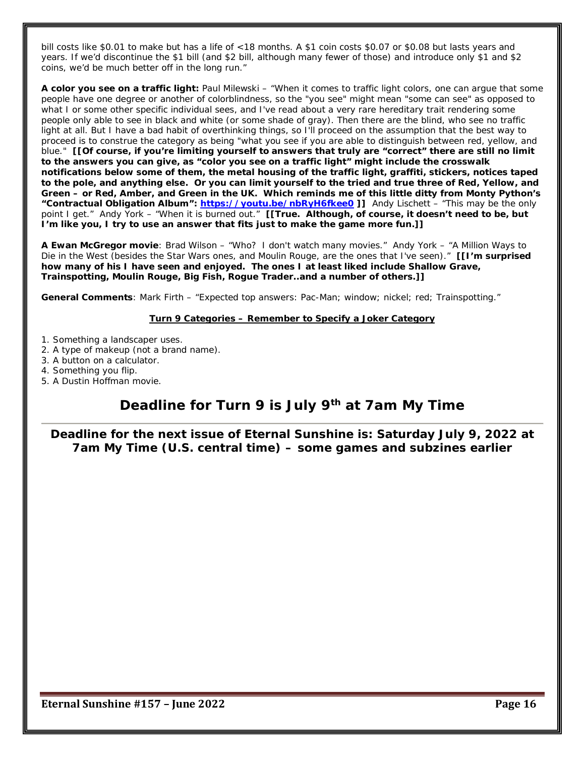bill costs like $0.01 to make but has a life of <18 months. A $1 coin costs $0.07 or $0.08 but lasts years and years. If we'd discontinue the $1 bill (and $2 bill, although many fewer of those) and introduce only $1 and $2 coins, we'd be much better off in the long run."

**A color you see on a traffic light:** Paul Milewski – "When it comes to traffic light colors, one can argue that some people have one degree or another of colorblindness, so the "you see" might mean "some can see" as opposed to what I or some other specific individual sees, and I've read about a very rare hereditary trait rendering some people only able to see in black and white (or some shade of gray). Then there are the blind, who see no traffic light at all. But I have a bad habit of overthinking things, so I'll proceed on the assumption that the best way to proceed is to construe the category as being "what you see if you are able to distinguish between red, yellow, and blue." **[[Of course, if you're limiting yourself to answers that truly are "correct" there are still no limit to the answers you can give, as "color you see on a traffic light" might include the crosswalk notifications below some of them, the metal housing of the traffic light, graffiti, stickers, notices taped to the pole, and anything else. Or you can limit yourself to the tried and true three of Red, Yellow, and Green – or Red, Amber, and Green in the UK. Which reminds me of this little ditty from Monty Python's "Contractual Obligation Album": https://youtu.be/nbRyH6fkee0 ]]** Andy Lischett – "This may be the only point I get." Andy York – "When it is burned out." **[[True. Although, of course, it doesn't need to be, but I'm like you, I try to use an answer that fits just to make the game more fun.]]**

**A Ewan McGregor movie**: Brad Wilson – "Who? I don't watch many movies." Andy York – "A Million Ways to Die in the West (besides the Star Wars ones, and Moulin Rouge, are the ones that I've seen)." **[[I'm surprised how many of his I have seen and enjoyed. The ones I at least liked include Shallow Grave, Trainspotting, Moulin Rouge, Big Fish, Rogue Trader..and a number of others.]]**

**General Comments**: Mark Firth – "Expected top answers: Pac-Man; window; nickel; red; Trainspotting."

**Turn 9 Categories – Remember to Specify a Joker Category**

1. Something a landscaper uses.
2. A type of makeup (not a brand name).
3. A button on a calculator.
4. Something you flip.
5. A Dustin Hoffman movie.

## Deadline for Turn 9 is July 9th at 7am My Time

---

### Deadline for the next issue of Eternal Sunshine is: Saturday July 9, 2022 at 7am My Time (U.S. central time) – some games and subzines earlier